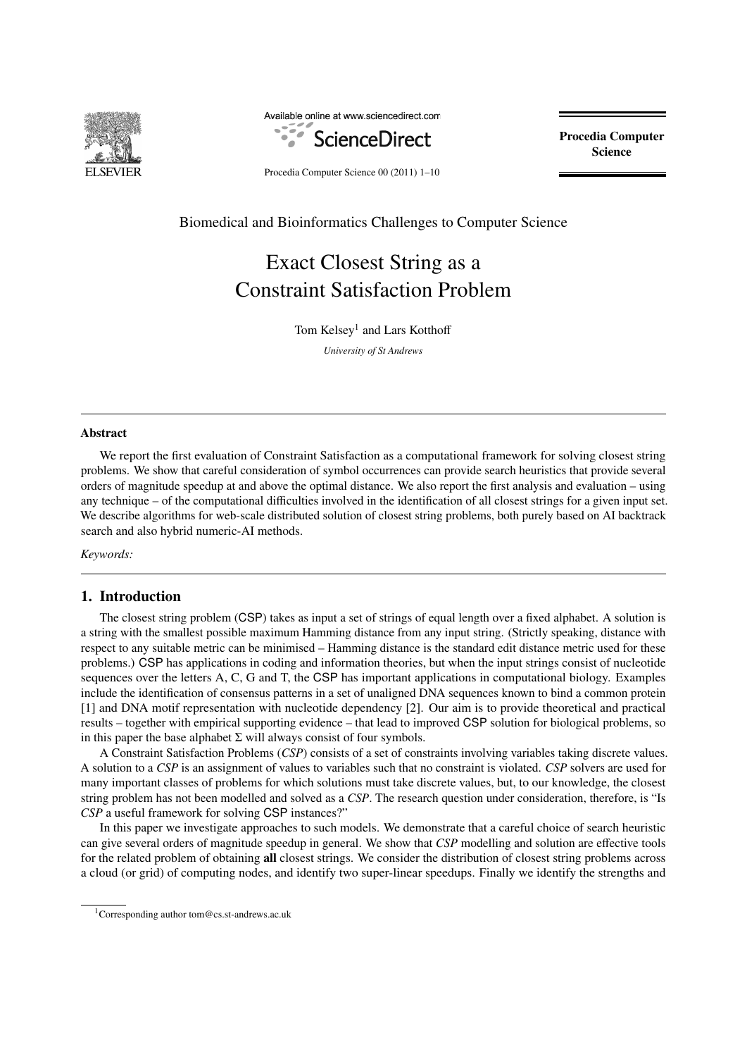Biomedical and Bioinformatics Challenges to Computer Science

# Exact Closest String as a Constraint Satisfaction Problem

Tom Kelsey[1] and Lars Kotthoff

*University of St Andrews*

---

**Abstract**

We report the first evaluation of Constraint Satisfaction as a computational framework for solving closest string problems. We show that careful consideration of symbol occurrences can provide search heuristics that provide several orders of magnitude speedup at and above the optimal distance. We also report the first analysis and evaluation – using any technique – of the computational difficulties involved in the identification of all closest strings for a given input set. We describe algorithms for web-scale distributed solution of closest string problems, both purely based on AI backtrack search and also hybrid numeric-AI methods.

*Keywords:*

---

## 1. Introduction

The closest string problem (CSP) takes as input a set of strings of equal length over a fixed alphabet. A solution is a string with the smallest possible maximum Hamming distance from any input string. (Strictly speaking, distance with respect to any suitable metric can be minimised – Hamming distance is the standard edit distance metric used for these problems.) CSP has applications in coding and information theories, but when the input strings consist of nucleotide sequences over the letters A, C, G and T, the CSP has important applications in computational biology. Examples include the identification of consensus patterns in a set of unaligned DNA sequences known to bind a common protein [1] and DNA motif representation with nucleotide dependency [2]. Our aim is to provide theoretical and practical results – together with empirical supporting evidence – that lead to improved CSP solution for biological problems, so in this paper the base alphabet $\Sigma$ will always consist of four symbols.

A Constraint Satisfaction Problems (*CSP*) consists of a set of constraints involving variables taking discrete values. A solution to a *CSP* is an assignment of values to variables such that no constraint is violated. *CSP* solvers are used for many important classes of problems for which solutions must take discrete values, but, to our knowledge, the closest string problem has not been modelled and solved as a *CSP*. The research question under consideration, therefore, is "Is *CSP* a useful framework for solving CSP instances?"

In this paper we investigate approaches to such models. We demonstrate that a careful choice of search heuristic can give several orders of magnitude speedup in general. We show that *CSP* modelling and solution are effective tools for the related problem of obtaining **all** closest strings. We consider the distribution of closest string problems across a cloud (or grid) of computing nodes, and identify two super-linear speedups. Finally we identify the strengths and

---

[1] Corresponding author tom@cs.st-andrews.ac.uk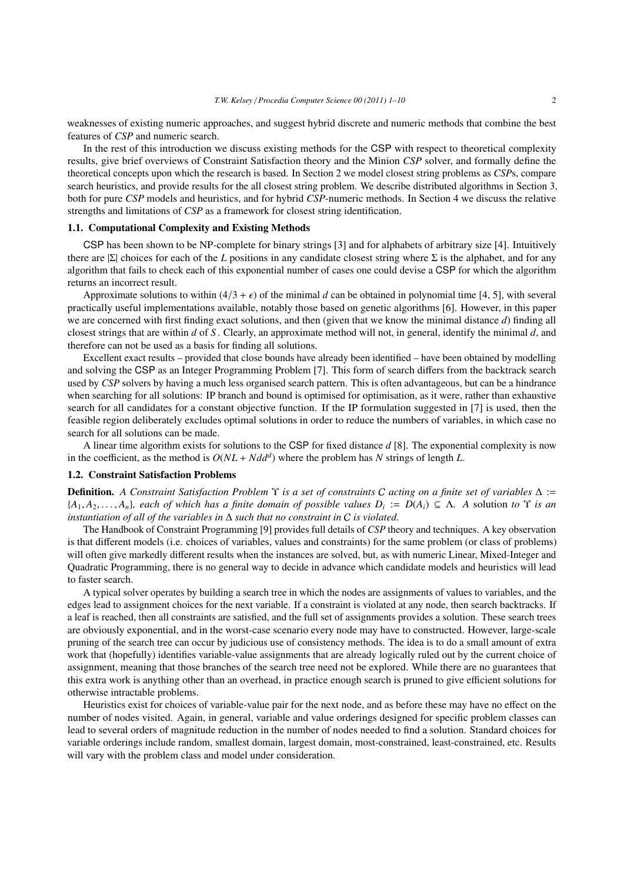weaknesses of existing numeric approaches, and suggest hybrid discrete and numeric methods that combine the best features of *CSP* and numeric search.

In the rest of this introduction we discuss existing methods for the CSP with respect to theoretical complexity results, give brief overviews of Constraint Satisfaction theory and the Minion *CSP* solver, and formally define the theoretical concepts upon which the research is based. In Section 2 we model closest string problems as *CSP*s, compare search heuristics, and provide results for the all closest string problem. We describe distributed algorithms in Section 3, both for pure *CSP* models and heuristics, and for hybrid *CSP*-numeric methods. In Section 4 we discuss the relative strengths and limitations of *CSP* as a framework for closest string identification.

### 1.1. Computational Complexity and Existing Methods

CSP has been shown to be NP-complete for binary strings [3] and for alphabets of arbitrary size [4]. Intuitively there are $|\Sigma|$ choices for each of the $L$ positions in any candidate closest string where $\Sigma$ is the alphabet, and for any algorithm that fails to check each of this exponential number of cases one could devise a CSP for which the algorithm returns an incorrect result.

Approximate solutions to within $(4/3 + \epsilon)$ of the minimal $d$ can be obtained in polynomial time [4, 5], with several practically useful implementations available, notably those based on genetic algorithms [6]. However, in this paper we are concerned with first finding exact solutions, and then (given that we know the minimal distance $d$) finding all closest strings that are within $d$ of $S$. Clearly, an approximate method will not, in general, identify the minimal $d$, and therefore can not be used as a basis for finding all solutions.

Excellent exact results – provided that close bounds have already been identified – have been obtained by modelling and solving the CSP as an Integer Programming Problem [7]. This form of search differs from the backtrack search used by *CSP* solvers by having a much less organised search pattern. This is often advantageous, but can be a hindrance when searching for all solutions: IP branch and bound is optimised for optimisation, as it were, rather than exhaustive search for all candidates for a constant objective function. If the IP formulation suggested in [7] is used, then the feasible region deliberately excludes optimal solutions in order to reduce the numbers of variables, in which case no search for all solutions can be made.

A linear time algorithm exists for solutions to the CSP for fixed distance $d$ [8]. The exponential complexity is now in the coefficient, as the method is $O(NL + Ndd^d)$ where the problem has $N$ strings of length $L$.

### 1.2. Constraint Satisfaction Problems

**Definition.** *A Constraint Satisfaction Problem* $\Upsilon$ *is a set of constraints* $C$ *acting on a finite set of variables* $\Delta := \{A_1, A_2, \ldots, A_n\}$*, each of which has a finite domain of possible values* $D_i := D(A_i) \subseteq \Lambda$*. A* solution *to* $\Upsilon$ *is an instantiation of all of the variables in* $\Delta$ *such that no constraint in* $C$ *is violated.*

The Handbook of Constraint Programming [9] provides full details of *CSP* theory and techniques. A key observation is that different models (i.e. choices of variables, values and constraints) for the same problem (or class of problems) will often give markedly different results when the instances are solved, but, as with numeric Linear, Mixed-Integer and Quadratic Programming, there is no general way to decide in advance which candidate models and heuristics will lead to faster search.

A typical solver operates by building a search tree in which the nodes are assignments of values to variables, and the edges lead to assignment choices for the next variable. If a constraint is violated at any node, then search backtracks. If a leaf is reached, then all constraints are satisfied, and the full set of assignments provides a solution. These search trees are obviously exponential, and in the worst-case scenario every node may have to constructed. However, large-scale pruning of the search tree can occur by judicious use of consistency methods. The idea is to do a small amount of extra work that (hopefully) identifies variable-value assignments that are already logically ruled out by the current choice of assignment, meaning that those branches of the search tree need not be explored. While there are no guarantees that this extra work is anything other than an overhead, in practice enough search is pruned to give efficient solutions for otherwise intractable problems.

Heuristics exist for choices of variable-value pair for the next node, and as before these may have no effect on the number of nodes visited. Again, in general, variable and value orderings designed for specific problem classes can lead to several orders of magnitude reduction in the number of nodes needed to find a solution. Standard choices for variable orderings include random, smallest domain, largest domain, most-constrained, least-constrained, etc. Results will vary with the problem class and model under consideration.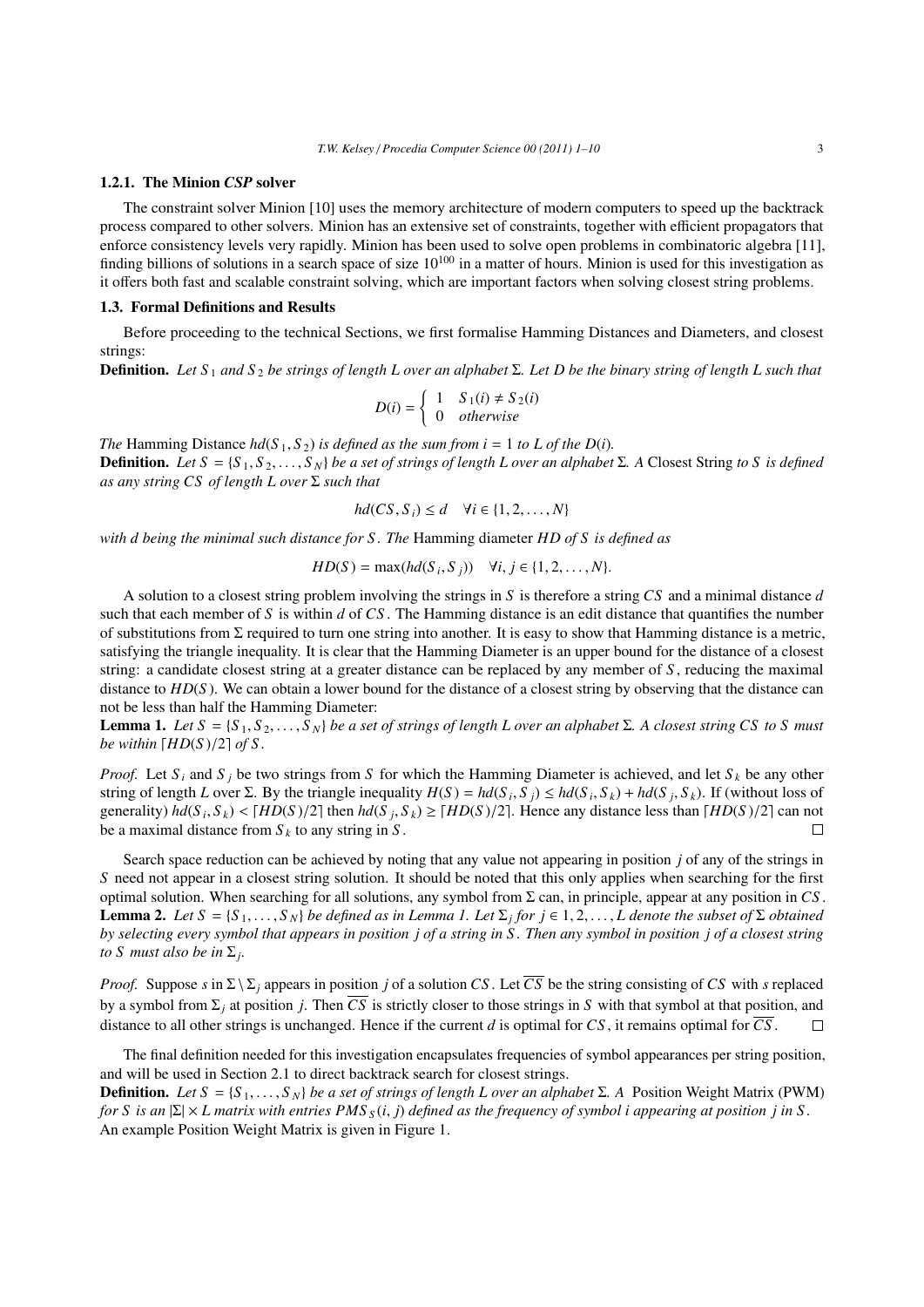### 1.2.1. The Minion *CSP* solver

The constraint solver Minion [10] uses the memory architecture of modern computers to speed up the backtrack process compared to other solvers. Minion has an extensive set of constraints, together with efficient propagators that enforce consistency levels very rapidly. Minion has been used to solve open problems in combinatoric algebra [11], finding billions of solutions in a search space of size $10^{100}$ in a matter of hours. Minion is used for this investigation as it offers both fast and scalable constraint solving, which are important factors when solving closest string problems.

### 1.3. Formal Definitions and Results

Before proceeding to the technical Sections, we first formalise Hamming Distances and Diameters, and closest strings:

**Definition.** *Let $S_1$ and $S_2$ be strings of length $L$ over an alphabet $\Sigma$. Let $D$ be the binary string of length $L$ such that*

$$D(i) = \begin{cases} 1 & S_1(i) \neq S_2(i) \\ 0 & \textit{otherwise} \end{cases}$$

*The* Hamming Distance *$hd(S_1, S_2)$ is defined as the sum from $i = 1$ to $L$ of the $D(i)$.*

**Definition.** *Let $S = \{S_1, S_2, \ldots, S_N\}$ be a set of strings of length $L$ over an alphabet $\Sigma$. A* Closest String *to $S$ is defined as any string $CS$ of length $L$ over $\Sigma$ such that*

$$hd(CS, S_i) \leq d \quad \forall i \in \{1, 2, \ldots, N\}$$

*with $d$ being the minimal such distance for $S$. The* Hamming diameter *$HD$ of $S$ is defined as*

$$HD(S) = \max(hd(S_i, S_j)) \quad \forall i, j \in \{1, 2, \ldots, N\}.$$

A solution to a closest string problem involving the strings in $S$ is therefore a string $CS$ and a minimal distance $d$ such that each member of $S$ is within $d$ of $CS$. The Hamming distance is an edit distance that quantifies the number of substitutions from $\Sigma$ required to turn one string into another. It is easy to show that Hamming distance is a metric, satisfying the triangle inequality. It is clear that the Hamming Diameter is an upper bound for the distance of a closest string: a candidate closest string at a greater distance can be replaced by any member of $S$, reducing the maximal distance to $HD(S)$. We can obtain a lower bound for the distance of a closest string by observing that the distance can not be less than half the Hamming Diameter:

**Lemma 1.** *Let $S = \{S_1, S_2, \ldots, S_N\}$ be a set of strings of length $L$ over an alphabet $\Sigma$. A closest string $CS$ to $S$ must be within $\lceil HD(S)/2 \rceil$ of $S$.*

*Proof.* Let $S_i$ and $S_j$ be two strings from $S$ for which the Hamming Diameter is achieved, and let $S_k$ be any other string of length $L$ over $\Sigma$. By the triangle inequality $H(S) = hd(S_i, S_j) \leq hd(S_i, S_k) + hd(S_j, S_k)$. If (without loss of generality) $hd(S_i, S_k) < \lceil HD(S)/2 \rceil$ then $hd(S_j, S_k) \geq \lceil HD(S)/2 \rceil$. Hence any distance less than $\lceil HD(S)/2 \rceil$ can not be a maximal distance from $S_k$ to any string in $S$. $\square$

Search space reduction can be achieved by noting that any value not appearing in position $j$ of any of the strings in $S$ need not appear in a closest string solution. It should be noted that this only applies when searching for the first optimal solution. When searching for all solutions, any symbol from $\Sigma$ can, in principle, appear at any position in $CS$.

**Lemma 2.** *Let $S = \{S_1, \ldots, S_N\}$ be defined as in Lemma 1. Let $\Sigma_j$ for $j \in 1, 2, \ldots, L$ denote the subset of $\Sigma$ obtained by selecting every symbol that appears in position $j$ of a string in $S$. Then any symbol in position $j$ of a closest string to $S$ must also be in $\Sigma_j$.*

*Proof.* Suppose $s$ in $\Sigma \setminus \Sigma_j$ appears in position $j$ of a solution $CS$. Let $\overline{CS}$ be the string consisting of $CS$ with $s$ replaced by a symbol from $\Sigma_j$ at position $j$. Then $\overline{CS}$ is strictly closer to those strings in $S$ with that symbol at that position, and distance to all other strings is unchanged. Hence if the current $d$ is optimal for $CS$, it remains optimal for $\overline{CS}$. $\square$

The final definition needed for this investigation encapsulates frequencies of symbol appearances per string position, and will be used in Section 2.1 to direct backtrack search for closest strings.

**Definition.** *Let $S = \{S_1, \ldots, S_N\}$ be a set of strings of length $L$ over an alphabet $\Sigma$. A* Position Weight Matrix (PWM) *for $S$ is an $|\Sigma| \times L$ matrix with entries $PMS_S(i, j)$ defined as the frequency of symbol $i$ appearing at position $j$ in $S$.* An example Position Weight Matrix is given in Figure 1.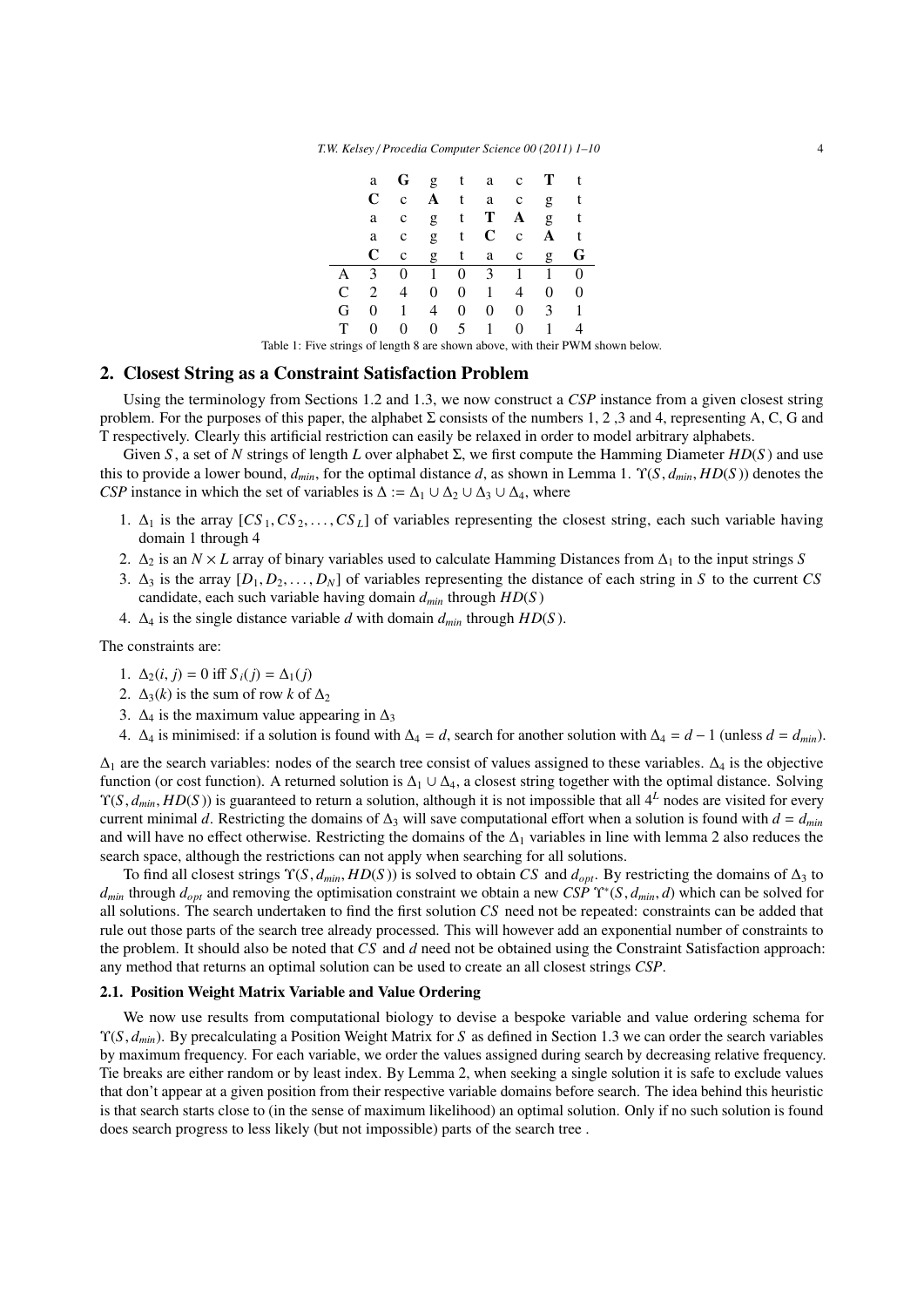| | a | **G** | g | t | a | c | **T** | t |
|---|---|---|---|---|---|---|---|---|
| | **C** | c | **A** | t | a | c | g | t |
| | a | c | g | t | **T** | **A** | g | t |
| | a | c | g | t | **C** | c | **A** | t |
| | **C** | c | g | t | a | c | g | **G** |
| A | 3 | 0 | 1 | 0 | 3 | 1 | 1 | 0 |
| C | 2 | 4 | 0 | 0 | 1 | 4 | 0 | 0 |
| G | 0 | 1 | 4 | 0 | 0 | 0 | 3 | 1 |
| T | 0 | 0 | 0 | 5 | 1 | 0 | 1 | 4 |

Table 1: Five strings of length 8 are shown above, with their PWM shown below.

## 2. Closest String as a Constraint Satisfaction Problem

Using the terminology from Sections 1.2 and 1.3, we now construct a *CSP* instance from a given closest string problem. For the purposes of this paper, the alphabet $\Sigma$ consists of the numbers 1, 2 ,3 and 4, representing A, C, G and T respectively. Clearly this artificial restriction can easily be relaxed in order to model arbitrary alphabets.

Given $S$, a set of $N$ strings of length $L$ over alphabet $\Sigma$, we first compute the Hamming Diameter $HD(S)$ and use this to provide a lower bound, $d_{min}$, for the optimal distance $d$, as shown in Lemma 1. $\Upsilon(S, d_{min}, HD(S))$ denotes the *CSP* instance in which the set of variables is $\Delta := \Delta_1 \cup \Delta_2 \cup \Delta_3 \cup \Delta_4$, where

1. $\Delta_1$ is the array $[CS_1, CS_2, \ldots, CS_L]$ of variables representing the closest string, each such variable having domain 1 through 4
2. $\Delta_2$ is an $N \times L$ array of binary variables used to calculate Hamming Distances from $\Delta_1$ to the input strings $S$
3. $\Delta_3$ is the array $[D_1, D_2, \ldots, D_N]$ of variables representing the distance of each string in $S$ to the current $CS$ candidate, each such variable having domain $d_{min}$ through $HD(S)$
4. $\Delta_4$ is the single distance variable $d$ with domain $d_{min}$ through $HD(S)$.

The constraints are:

1. $\Delta_2(i, j) = 0$ iff $S_i(j) = \Delta_1(j)$
2. $\Delta_3(k)$ is the sum of row $k$ of $\Delta_2$
3. $\Delta_4$ is the maximum value appearing in $\Delta_3$
4. $\Delta_4$ is minimised: if a solution is found with $\Delta_4 = d$, search for another solution with $\Delta_4 = d - 1$ (unless $d = d_{min}$).

$\Delta_1$ are the search variables: nodes of the search tree consist of values assigned to these variables. $\Delta_4$ is the objective function (or cost function). A returned solution is $\Delta_1 \cup \Delta_4$, a closest string together with the optimal distance. Solving $\Upsilon(S, d_{min}, HD(S))$ is guaranteed to return a solution, although it is not impossible that all $4^L$ nodes are visited for every current minimal $d$. Restricting the domains of $\Delta_3$ will save computational effort when a solution is found with $d = d_{min}$ and will have no effect otherwise. Restricting the domains of the $\Delta_1$ variables in line with lemma 2 also reduces the search space, although the restrictions can not apply when searching for all solutions.

To find all closest strings $\Upsilon(S, d_{min}, HD(S))$ is solved to obtain $CS$ and $d_{opt}$. By restricting the domains of $\Delta_3$ to $d_{min}$ through $d_{opt}$ and removing the optimisation constraint we obtain a new *CSP* $\Upsilon^*(S, d_{min}, d)$ which can be solved for all solutions. The search undertaken to find the first solution $CS$ need not be repeated: constraints can be added that rule out those parts of the search tree already processed. This will however add an exponential number of constraints to the problem. It should also be noted that $CS$ and $d$ need not be obtained using the Constraint Satisfaction approach: any method that returns an optimal solution can be used to create an all closest strings *CSP*.

### 2.1. Position Weight Matrix Variable and Value Ordering

We now use results from computational biology to devise a bespoke variable and value ordering schema for $\Upsilon(S, d_{min})$. By precalculating a Position Weight Matrix for $S$ as defined in Section 1.3 we can order the search variables by maximum frequency. For each variable, we order the values assigned during search by decreasing relative frequency. Tie breaks are either random or by least index. By Lemma 2, when seeking a single solution it is safe to exclude values that don't appear at a given position from their respective variable domains before search. The idea behind this heuristic is that search starts close to (in the sense of maximum likelihood) an optimal solution. Only if no such solution is found does search progress to less likely (but not impossible) parts of the search tree .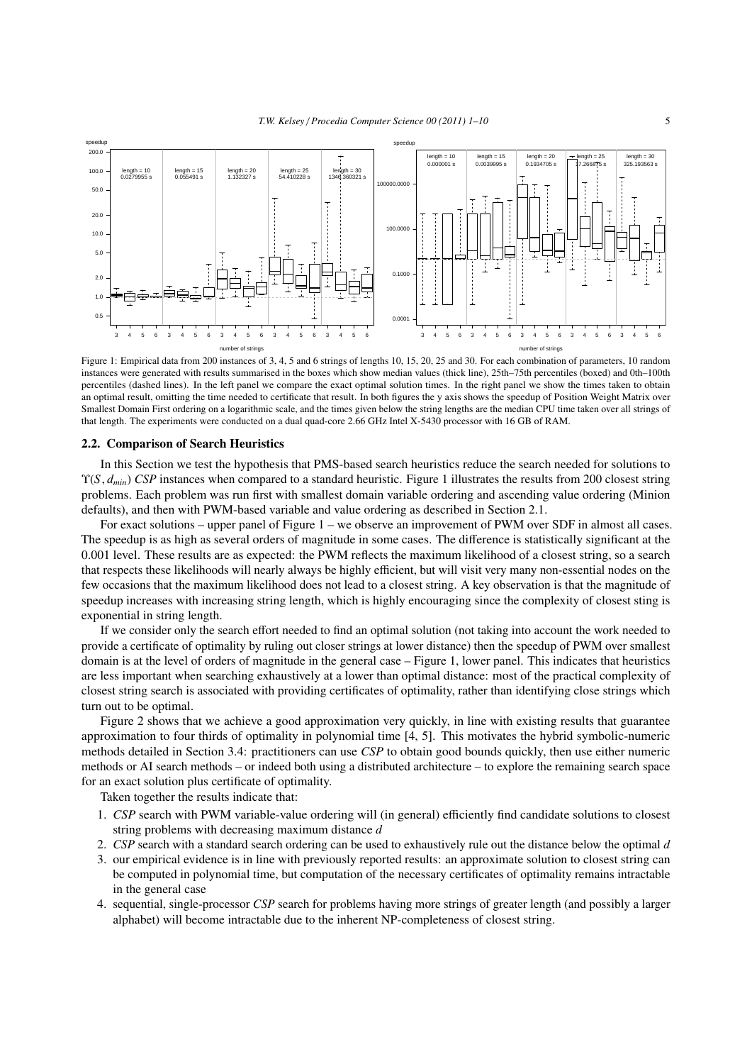Figure 1: Empirical data from 200 instances of 3, 4, 5 and 6 strings of lengths 10, 15, 20, 25 and 30. For each combination of parameters, 10 random instances were generated with results summarised in the boxes which show median values (thick line), 25th–75th percentiles (boxed) and 0th–100th percentiles (dashed lines). In the left panel we compare the exact optimal solution times. In the right panel we show the times taken to obtain an optimal result, omitting the time needed to certificate that result. In both figures the y axis shows the speedup of Position Weight Matrix over Smallest Domain First ordering on a logarithmic scale, and the times given below the string lengths are the median CPU time taken over all strings of that length. The experiments were conducted on a dual quad-core 2.66 GHz Intel X-5430 processor with 16 GB of RAM.

### 2.2. Comparison of Search Heuristics

In this Section we test the hypothesis that PMS-based search heuristics reduce the search needed for solutions to $\Upsilon(S, d_{min})$ *CSP* instances when compared to a standard heuristic. Figure 1 illustrates the results from 200 closest string problems. Each problem was run first with smallest domain variable ordering and ascending value ordering (Minion defaults), and then with PWM-based variable and value ordering as described in Section 2.1.

For exact solutions – upper panel of Figure 1 – we observe an improvement of PWM over SDF in almost all cases. The speedup is as high as several orders of magnitude in some cases. The difference is statistically significant at the 0.001 level. These results are as expected: the PWM reflects the maximum likelihood of a closest string, so a search that respects these likelihoods will nearly always be highly efficient, but will visit very many non-essential nodes on the few occasions that the maximum likelihood does not lead to a closest string. A key observation is that the magnitude of speedup increases with increasing string length, which is highly encouraging since the complexity of closest sting is exponential in string length.

If we consider only the search effort needed to find an optimal solution (not taking into account the work needed to provide a certificate of optimality by ruling out closer strings at lower distance) then the speedup of PWM over smallest domain is at the level of orders of magnitude in the general case – Figure 1, lower panel. This indicates that heuristics are less important when searching exhaustively at a lower than optimal distance: most of the practical complexity of closest string search is associated with providing certificates of optimality, rather than identifying close strings which turn out to be optimal.

Figure 2 shows that we achieve a good approximation very quickly, in line with existing results that guarantee approximation to four thirds of optimality in polynomial time [4, 5]. This motivates the hybrid symbolic-numeric methods detailed in Section 3.4: practitioners can use *CSP* to obtain good bounds quickly, then use either numeric methods or AI search methods – or indeed both using a distributed architecture – to explore the remaining search space for an exact solution plus certificate of optimality.

Taken together the results indicate that:

1. *CSP* search with PWM variable-value ordering will (in general) efficiently find candidate solutions to closest string problems with decreasing maximum distance $d$
2. *CSP* search with a standard search ordering can be used to exhaustively rule out the distance below the optimal $d$
3. our empirical evidence is in line with previously reported results: an approximate solution to closest string can be computed in polynomial time, but computation of the necessary certificates of optimality remains intractable in the general case
4. sequential, single-processor *CSP* search for problems having more strings of greater length (and possibly a larger alphabet) will become intractable due to the inherent NP-completeness of closest string.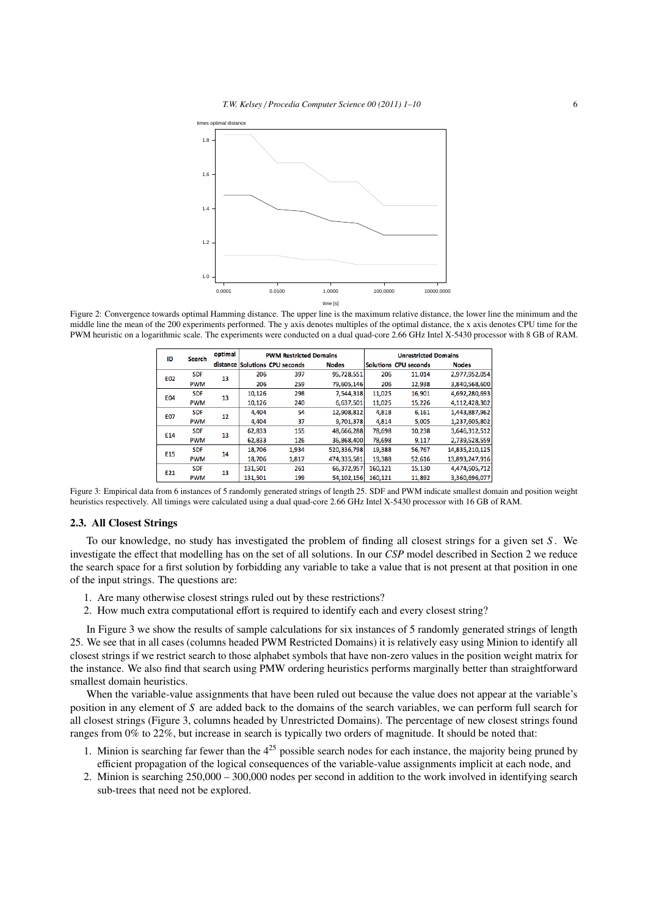Figure 2: Convergence towards optimal Hamming distance. The upper line is the maximum relative distance, the lower line the minimum and the middle line the mean of the 200 experiments performed. The y axis denotes multiples of the optimal distance, the x axis denotes CPU time for the PWM heuristic on a logarithmic scale. The experiments were conducted on a dual quad-core 2.66 GHz Intel X-5430 processor with 8 GB of RAM.

| ID | Search | optimal distance | PWM Restricted Domains | | | Unrestricted Domains | | |
|---|---|---|---|---|---|---|---|---|
| | | | Solutions | CPU seconds | Nodes | Solutions | CPU seconds | Nodes |
| E02 | SDF | 13 | 206 | 397 | 95,728,551 | 206 | 11,014 | 2,977,952,054 |
| | PWM | | 206 | 259 | 79,605,146 | 206 | 12,938 | 3,840,568,600 |
| E04 | SDF | 13 | 10,126 | 298 | 7,544,318 | 11,025 | 16,901 | 4,692,280,693 |
| | PWM | | 10,126 | 240 | 6,637,501 | 11,025 | 15,226 | 4,112,428,302 |
| E07 | SDF | 12 | 4,404 | 54 | 12,908,812 | 4,818 | 6,161 | 1,443,887,962 |
| | PWM | | 4,404 | 37 | 9,701,378 | 4,814 | 5,005 | 1,237,605,802 |
| E14 | SDF | 13 | 62,833 | 155 | 48,666,288 | 78,698 | 10,238 | 3,646,312,512 |
| | PWM | | 62,833 | 126 | 36,868,400 | 78,698 | 9,117 | 2,739,528,559 |
| E15 | SDF | 14 | 18,706 | 1,934 | 520,336,798 | 19,388 | 56,767 | 14,835,210,125 |
| | PWM | | 18,706 | 1,817 | 474,335,581 | 19,388 | 52,616 | 13,893,247,916 |
| E21 | SDF | 13 | 131,501 | 261 | 66,372,957 | 160,121 | 15,130 | 4,474,505,712 |
| | PWM | | 131,501 | 199 | 54,102,156 | 160,121 | 11,892 | 3,360,696,077 |

Figure 3: Empirical data from 6 instances of 5 randomly generated strings of length 25. SDF and PWM indicate smallest domain and position weight heuristics respectively. All timings were calculated using a dual quad-core 2.66 GHz Intel X-5430 processor with 16 GB of RAM.

### 2.3. All Closest Strings

To our knowledge, no study has investigated the problem of finding all closest strings for a given set $S$. We investigate the effect that modelling has on the set of all solutions. In our *CSP* model described in Section 2 we reduce the search space for a first solution by forbidding any variable to take a value that is not present at that position in one of the input strings. The questions are:

1. Are many otherwise closest strings ruled out by these restrictions?
2. How much extra computational effort is required to identify each and every closest string?

In Figure 3 we show the results of sample calculations for six instances of 5 randomly generated strings of length 25. We see that in all cases (columns headed PWM Restricted Domains) it is relatively easy using Minion to identify all closest strings if we restrict search to those alphabet symbols that have non-zero values in the position weight matrix for the instance. We also find that search using PMW ordering heuristics performs marginally better than straightforward smallest domain heuristics.

When the variable-value assignments that have been ruled out because the value does not appear at the variable's position in any element of $S$ are added back to the domains of the search variables, we can perform full search for all closest strings (Figure 3, columns headed by Unrestricted Domains). The percentage of new closest strings found ranges from 0% to 22%, but increase in search is typically two orders of magnitude. It should be noted that:

1. Minion is searching far fewer than the $4^{25}$ possible search nodes for each instance, the majority being pruned by efficient propagation of the logical consequences of the variable-value assignments implicit at each node, and
2. Minion is searching 250,000 – 300,000 nodes per second in addition to the work involved in identifying search sub-trees that need not be explored.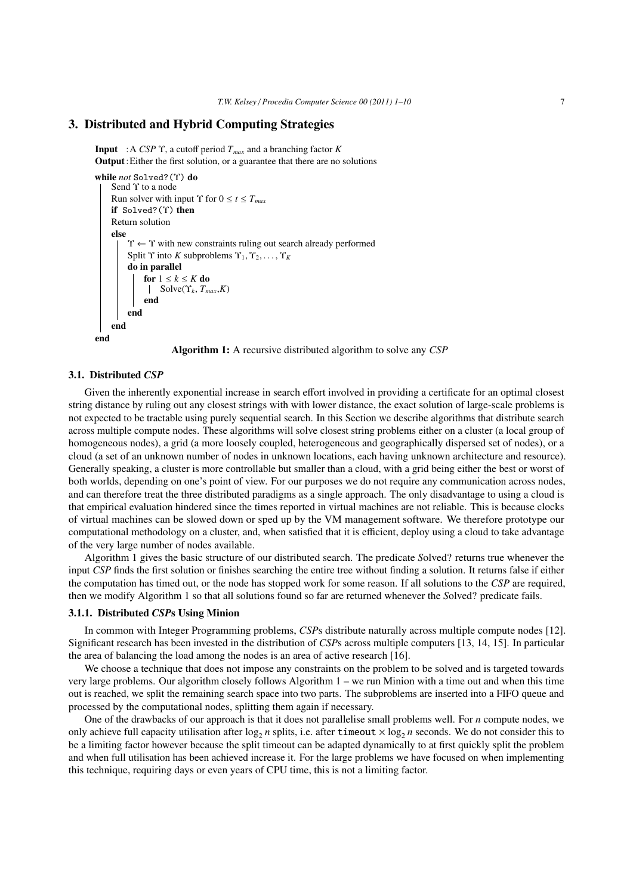## 3. Distributed and Hybrid Computing Strategies

**Input** : A *CSP* $\Upsilon$, a cutoff period $T_{max}$ and a branching factor $K$
**Output** : Either the first solution, or a guarantee that there are no solutions

```
while not Solved?(Υ) do
    Send Υ to a node
    Run solver with input Υ for 0 ≤ t ≤ T_max
    if Solved?(Υ) then
    Return solution
    else
        Υ ← Υ with new constraints ruling out search already performed
        Split Υ into K subproblems Υ_1, Υ_2, ..., Υ_K
        do in parallel
            for 1 ≤ k ≤ K do
                Solve(Υ_k, T_max, K)
            end
        end
    end
end
```

**Algorithm 1:** A recursive distributed algorithm to solve any *CSP*

### 3.1. Distributed *CSP*

Given the inherently exponential increase in search effort involved in providing a certificate for an optimal closest string distance by ruling out any closest strings with with lower distance, the exact solution of large-scale problems is not expected to be tractable using purely sequential search. In this Section we describe algorithms that distribute search across multiple compute nodes. These algorithms will solve closest string problems either on a cluster (a local group of homogeneous nodes), a grid (a more loosely coupled, heterogeneous and geographically dispersed set of nodes), or a cloud (a set of an unknown number of nodes in unknown locations, each having unknown architecture and resource). Generally speaking, a cluster is more controllable but smaller than a cloud, with a grid being either the best or worst of both worlds, depending on one's point of view. For our purposes we do not require any communication across nodes, and can therefore treat the three distributed paradigms as a single approach. The only disadvantage to using a cloud is that empirical evaluation hindered since the times reported in virtual machines are not reliable. This is because clocks of virtual machines can be slowed down or sped up by the VM management software. We therefore prototype our computational methodology on a cluster, and, when satisfied that it is efficient, deploy using a cloud to take advantage of the very large number of nodes available.

Algorithm 1 gives the basic structure of our distributed search. The predicate *S*olved? returns true whenever the input *CSP* finds the first solution or finishes searching the entire tree without finding a solution. It returns false if either the computation has timed out, or the node has stopped work for some reason. If all solutions to the *CSP* are required, then we modify Algorithm 1 so that all solutions found so far are returned whenever the *S*olved? predicate fails.

#### 3.1.1. Distributed *CSP*s Using Minion

In common with Integer Programming problems, *CSP*s distribute naturally across multiple compute nodes [12]. Significant research has been invested in the distribution of *CSP*s across multiple computers [13, 14, 15]. In particular the area of balancing the load among the nodes is an area of active research [16].

We choose a technique that does not impose any constraints on the problem to be solved and is targeted towards very large problems. Our algorithm closely follows Algorithm 1 – we run Minion with a time out and when this time out is reached, we split the remaining search space into two parts. The subproblems are inserted into a FIFO queue and processed by the computational nodes, splitting them again if necessary.

One of the drawbacks of our approach is that it does not parallelise small problems well. For $n$ compute nodes, we only achieve full capacity utilisation after $\log_2 n$ splits, i.e. after `timeout` $\times \log_2 n$ seconds. We do not consider this to be a limiting factor however because the split timeout can be adapted dynamically to at first quickly split the problem and when full utilisation has been achieved increase it. For the large problems we have focused on when implementing this technique, requiring days or even years of CPU time, this is not a limiting factor.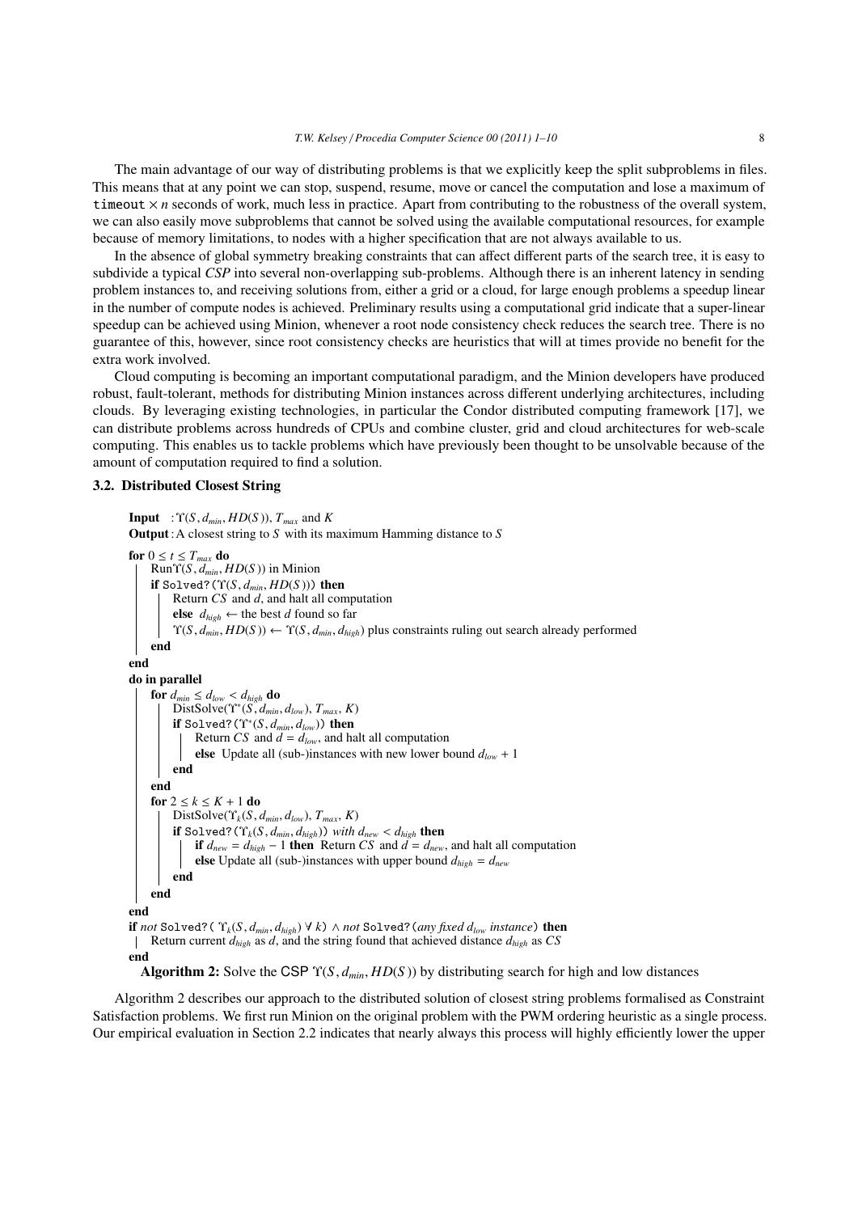The main advantage of our way of distributing problems is that we explicitly keep the split subproblems in files. This means that at any point we can stop, suspend, resume, move or cancel the computation and lose a maximum of timeout $\times n$ seconds of work, much less in practice. Apart from contributing to the robustness of the overall system, we can also easily move subproblems that cannot be solved using the available computational resources, for example because of memory limitations, to nodes with a higher specification that are not always available to us.

In the absence of global symmetry breaking constraints that can affect different parts of the search tree, it is easy to subdivide a typical *CSP* into several non-overlapping sub-problems. Although there is an inherent latency in sending problem instances to, and receiving solutions from, either a grid or a cloud, for large enough problems a speedup linear in the number of compute nodes is achieved. Preliminary results using a computational grid indicate that a super-linear speedup can be achieved using Minion, whenever a root node consistency check reduces the search tree. There is no guarantee of this, however, since root consistency checks are heuristics that will at times provide no benefit for the extra work involved.

Cloud computing is becoming an important computational paradigm, and the Minion developers have produced robust, fault-tolerant, methods for distributing Minion instances across different underlying architectures, including clouds. By leveraging existing technologies, in particular the Condor distributed computing framework [17], we can distribute problems across hundreds of CPUs and combine cluster, grid and cloud architectures for web-scale computing. This enables us to tackle problems which have previously been thought to be unsolvable because of the amount of computation required to find a solution.

### 3.2. Distributed Closest String

**Input** : $\Upsilon(S, d_{min}, HD(S))$, $T_{max}$ and $K$
**Output** : A closest string to $S$ with its maximum Hamming distance to $S$

```
for 0 ≤ t ≤ T_max do
    Run ϒ(S, d_min, HD(S)) in Minion
    if Solved?(ϒ(S, d_min, HD(S))) then
        Return CS and d, and halt all computation
        else d_high ← the best d found so far
        ϒ(S, d_min, HD(S)) ← ϒ(S, d_min, d_high) plus constraints ruling out search already performed
    end
end
do in parallel
    for d_min ≤ d_low < d_high do
        DistSolve(ϒ*(S, d_min, d_low), T_max, K)
        if Solved?(ϒ*(S, d_min, d_low)) then
            Return CS and d = d_low, and halt all computation
            else Update all (sub-)instances with new lower bound d_low + 1
        end
    end
    for 2 ≤ k ≤ K + 1 do
        DistSolve(ϒ_k(S, d_min, d_low), T_max, K)
        if Solved?(ϒ_k(S, d_min, d_high)) with d_new < d_high then
            if d_new = d_high − 1 then Return CS and d = d_new, and halt all computation
            else Update all (sub-)instances with upper bound d_high = d_new
        end
    end
end
if not Solved?( ϒ_k(S, d_min, d_high) ∀ k) ∧ not Solved?(any fixed d_low instance) then
    Return current d_high as d, and the string found that achieved distance d_high as CS
end
```

**Algorithm 2:** Solve the CSP $\Upsilon(S, d_{min}, HD(S))$ by distributing search for high and low distances

Algorithm 2 describes our approach to the distributed solution of closest string problems formalised as Constraint Satisfaction problems. We first run Minion on the original problem with the PWM ordering heuristic as a single process. Our empirical evaluation in Section 2.2 indicates that nearly always this process will highly efficiently lower the upper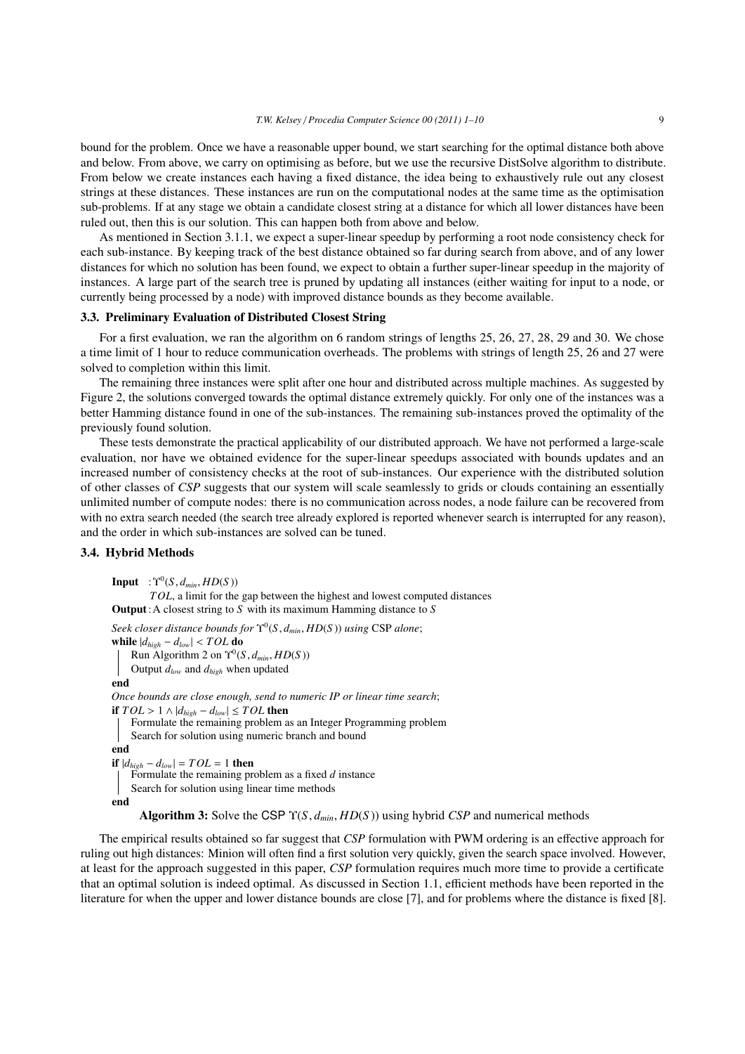bound for the problem. Once we have a reasonable upper bound, we start searching for the optimal distance both above and below. From above, we carry on optimising as before, but we use the recursive DistSolve algorithm to distribute. From below we create instances each having a fixed distance, the idea being to exhaustively rule out any closest strings at these distances. These instances are run on the computational nodes at the same time as the optimisation sub-problems. If at any stage we obtain a candidate closest string at a distance for which all lower distances have been ruled out, then this is our solution. This can happen both from above and below.

As mentioned in Section 3.1.1, we expect a super-linear speedup by performing a root node consistency check for each sub-instance. By keeping track of the best distance obtained so far during search from above, and of any lower distances for which no solution has been found, we expect to obtain a further super-linear speedup in the majority of instances. A large part of the search tree is pruned by updating all instances (either waiting for input to a node, or currently being processed by a node) with improved distance bounds as they become available.

### 3.3. Preliminary Evaluation of Distributed Closest String

For a first evaluation, we ran the algorithm on 6 random strings of lengths 25, 26, 27, 28, 29 and 30. We chose a time limit of 1 hour to reduce communication overheads. The problems with strings of length 25, 26 and 27 were solved to completion within this limit.

The remaining three instances were split after one hour and distributed across multiple machines. As suggested by Figure 2, the solutions converged towards the optimal distance extremely quickly. For only one of the instances was a better Hamming distance found in one of the sub-instances. The remaining sub-instances proved the optimality of the previously found solution.

These tests demonstrate the practical applicability of our distributed approach. We have not performed a large-scale evaluation, nor have we obtained evidence for the super-linear speedups associated with bounds updates and an increased number of consistency checks at the root of sub-instances. Our experience with the distributed solution of other classes of *CSP* suggests that our system will scale seamlessly to grids or clouds containing an essentially unlimited number of compute nodes: there is no communication across nodes, a node failure can be recovered from with no extra search needed (the search tree already explored is reported whenever search is interrupted for any reason), and the order in which sub-instances are solved can be tuned.

### 3.4. Hybrid Methods

```
Input  : Υ⁰(S, d_min, HD(S))
         TOL, a limit for the gap between the highest and lowest computed distances
Output : A closest string to S with its maximum Hamming distance to S

Seek closer distance bounds for Υ⁰(S, d_min, HD(S)) using CSP alone;
while |d_high − d_low| < TOL do
    Run Algorithm 2 on Υ⁰(S, d_min, HD(S))
    Output d_low and d_high when updated
end
Once bounds are close enough, send to numeric IP or linear time search;
if TOL > 1 ∧ |d_high − d_low| ≤ TOL then
    Formulate the remaining problem as an Integer Programming problem
    Search for solution using numeric branch and bound
end
if |d_high − d_low| = TOL = 1 then
    Formulate the remaining problem as a fixed d instance
    Search for solution using linear time methods
end
```

**Algorithm 3:** Solve the CSP $\Upsilon(S, d_{min}, HD(S))$ using hybrid *CSP* and numerical methods

The empirical results obtained so far suggest that *CSP* formulation with PWM ordering is an effective approach for ruling out high distances: Minion will often find a first solution very quickly, given the search space involved. However, at least for the approach suggested in this paper, *CSP* formulation requires much more time to provide a certificate that an optimal solution is indeed optimal. As discussed in Section 1.1, efficient methods have been reported in the literature for when the upper and lower distance bounds are close [7], and for problems where the distance is fixed [8].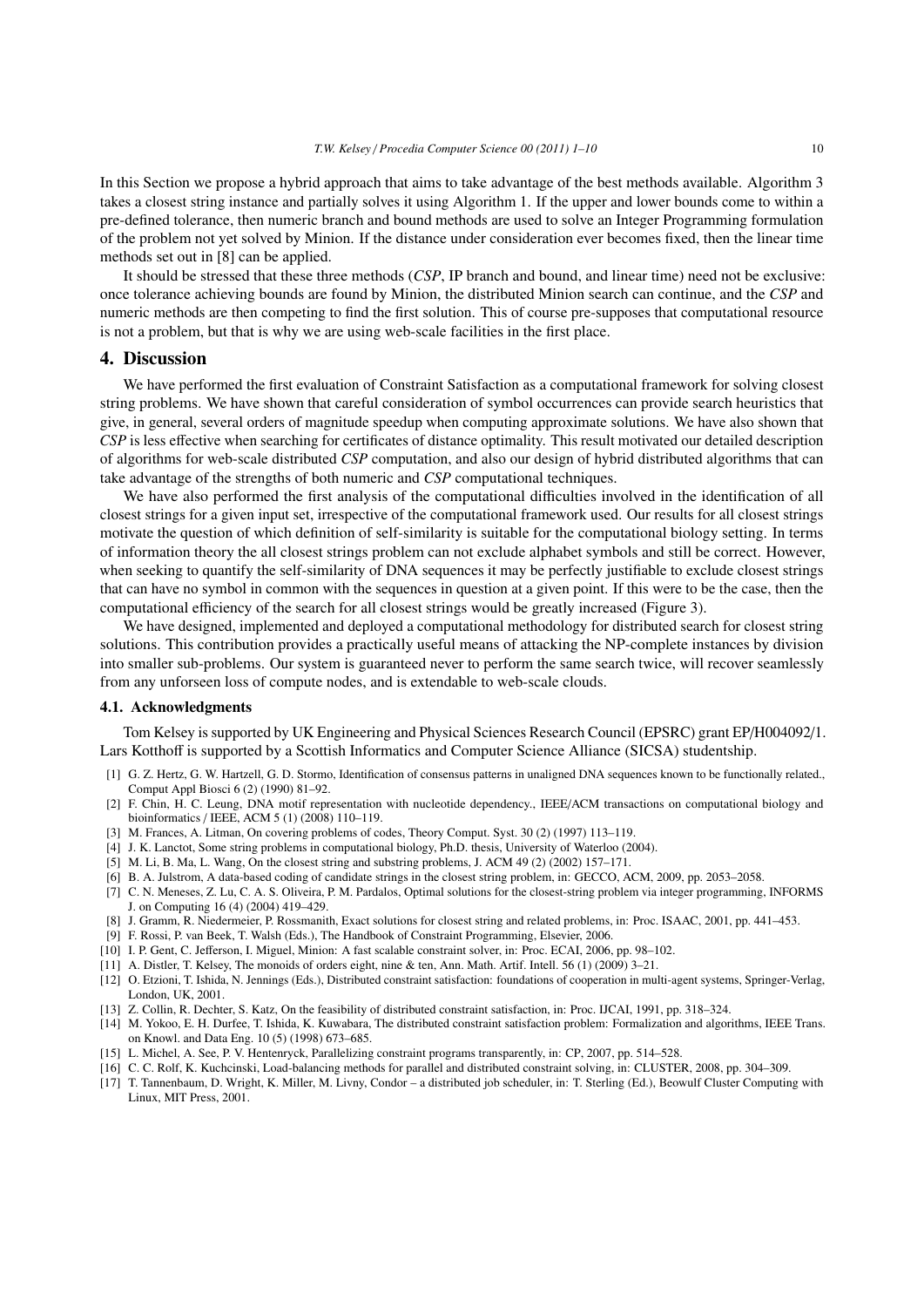In this Section we propose a hybrid approach that aims to take advantage of the best methods available. Algorithm 3 takes a closest string instance and partially solves it using Algorithm 1. If the upper and lower bounds come to within a pre-defined tolerance, then numeric branch and bound methods are used to solve an Integer Programming formulation of the problem not yet solved by Minion. If the distance under consideration ever becomes fixed, then the linear time methods set out in [8] can be applied.

It should be stressed that these three methods (*CSP*, IP branch and bound, and linear time) need not be exclusive: once tolerance achieving bounds are found by Minion, the distributed Minion search can continue, and the *CSP* and numeric methods are then competing to find the first solution. This of course pre-supposes that computational resource is not a problem, but that is why we are using web-scale facilities in the first place.

## 4. Discussion

We have performed the first evaluation of Constraint Satisfaction as a computational framework for solving closest string problems. We have shown that careful consideration of symbol occurrences can provide search heuristics that give, in general, several orders of magnitude speedup when computing approximate solutions. We have also shown that *CSP* is less effective when searching for certificates of distance optimality. This result motivated our detailed description of algorithms for web-scale distributed *CSP* computation, and also our design of hybrid distributed algorithms that can take advantage of the strengths of both numeric and *CSP* computational techniques.

We have also performed the first analysis of the computational difficulties involved in the identification of all closest strings for a given input set, irrespective of the computational framework used. Our results for all closest strings motivate the question of which definition of self-similarity is suitable for the computational biology setting. In terms of information theory the all closest strings problem can not exclude alphabet symbols and still be correct. However, when seeking to quantify the self-similarity of DNA sequences it may be perfectly justifiable to exclude closest strings that can have no symbol in common with the sequences in question at a given point. If this were to be the case, then the computational efficiency of the search for all closest strings would be greatly increased (Figure 3).

We have designed, implemented and deployed a computational methodology for distributed search for closest string solutions. This contribution provides a practically useful means of attacking the NP-complete instances by division into smaller sub-problems. Our system is guaranteed never to perform the same search twice, will recover seamlessly from any unforseen loss of compute nodes, and is extendable to web-scale clouds.

### 4.1. Acknowledgments

Tom Kelsey is supported by UK Engineering and Physical Sciences Research Council (EPSRC) grant EP/H004092/1. Lars Kotthoff is supported by a Scottish Informatics and Computer Science Alliance (SICSA) studentship.

[1] G. Z. Hertz, G. W. Hartzell, G. D. Stormo, Identification of consensus patterns in unaligned DNA sequences known to be functionally related., Comput Appl Biosci 6 (2) (1990) 81–92.

[2] F. Chin, H. C. Leung, DNA motif representation with nucleotide dependency., IEEE/ACM transactions on computational biology and bioinformatics / IEEE, ACM 5 (1) (2008) 110–119.

[3] M. Frances, A. Litman, On covering problems of codes, Theory Comput. Syst. 30 (2) (1997) 113–119.

[4] J. K. Lanctot, Some string problems in computational biology, Ph.D. thesis, University of Waterloo (2004).

[5] M. Li, B. Ma, L. Wang, On the closest string and substring problems, J. ACM 49 (2) (2002) 157–171.

[6] B. A. Julstrom, A data-based coding of candidate strings in the closest string problem, in: GECCO, ACM, 2009, pp. 2053–2058.

[7] C. N. Meneses, Z. Lu, C. A. S. Oliveira, P. M. Pardalos, Optimal solutions for the closest-string problem via integer programming, INFORMS J. on Computing 16 (4) (2004) 419–429.

[8] J. Gramm, R. Niedermeier, P. Rossmanith, Exact solutions for closest string and related problems, in: Proc. ISAAC, 2001, pp. 441–453.

[9] F. Rossi, P. van Beek, T. Walsh (Eds.), The Handbook of Constraint Programming, Elsevier, 2006.

[10] I. P. Gent, C. Jefferson, I. Miguel, Minion: A fast scalable constraint solver, in: Proc. ECAI, 2006, pp. 98–102.

[11] A. Distler, T. Kelsey, The monoids of orders eight, nine & ten, Ann. Math. Artif. Intell. 56 (1) (2009) 3–21.

[12] O. Etzioni, T. Ishida, N. Jennings (Eds.), Distributed constraint satisfaction: foundations of cooperation in multi-agent systems, Springer-Verlag, London, UK, 2001.

[13] Z. Collin, R. Dechter, S. Katz, On the feasibility of distributed constraint satisfaction, in: Proc. IJCAI, 1991, pp. 318–324.

[14] M. Yokoo, E. H. Durfee, T. Ishida, K. Kuwabara, The distributed constraint satisfaction problem: Formalization and algorithms, IEEE Trans. on Knowl. and Data Eng. 10 (5) (1998) 673–685.

[15] L. Michel, A. See, P. V. Hentenryck, Parallelizing constraint programs transparently, in: CP, 2007, pp. 514–528.

[16] C. C. Rolf, K. Kuchcinski, Load-balancing methods for parallel and distributed constraint solving, in: CLUSTER, 2008, pp. 304–309.

[17] T. Tannenbaum, D. Wright, K. Miller, M. Livny, Condor – a distributed job scheduler, in: T. Sterling (Ed.), Beowulf Cluster Computing with Linux, MIT Press, 2001.